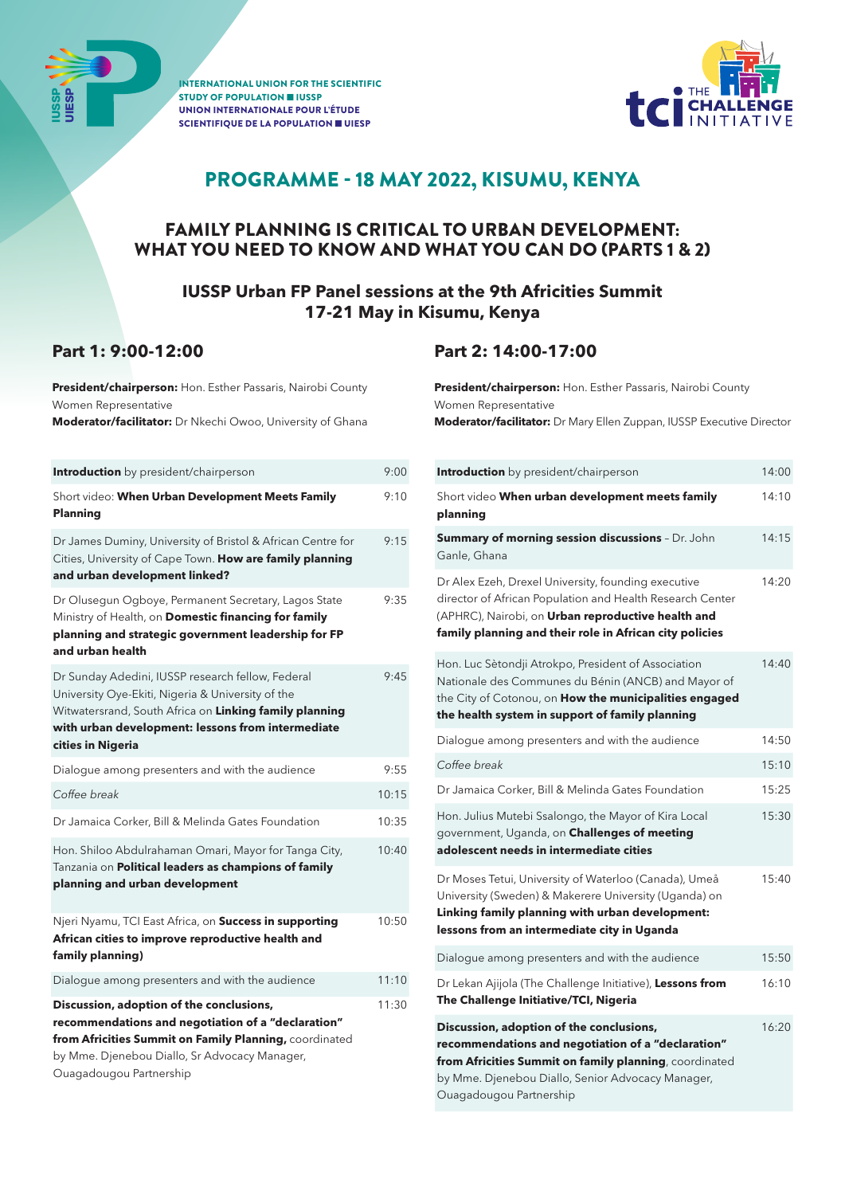INTERNATIONAL UNION FOR THE SCIENTIFIC STUDY OF POPULATION ■ IUSSP
UNION INTERNATIONALE POUR L'ÉTUDE SCIENTIFIQUE DE LA POPULATION ■ UIESP

tci THE CHALLENGE INITIATIVE

# PROGRAMME - 18 MAY 2022, KISUMU, KENYA

## FAMILY PLANNING IS CRITICAL TO URBAN DEVELOPMENT: WHAT YOU NEED TO KNOW AND WHAT YOU CAN DO (PARTS 1 & 2)

### IUSSP Urban FP Panel sessions at the 9th Africities Summit 17-21 May in Kisumu, Kenya

## Part 1: 9:00-12:00

**President/chairperson:** Hon. Esther Passaris, Nairobi County Women Representative
**Moderator/facilitator:** Dr Nkechi Owoo, University of Ghana

| Session | Time |
|---|---|
| **Introduction** by president/chairperson | 9:00 |
| Short video: **When Urban Development Meets Family Planning** | 9:10 |
| Dr James Duminy, University of Bristol & African Centre for Cities, University of Cape Town. **How are family planning and urban development linked?** | 9:15 |
| Dr Olusegun Ogboye, Permanent Secretary, Lagos State Ministry of Health, on **Domestic financing for family planning and strategic government leadership for FP and urban health** | 9:35 |
| Dr Sunday Adedini, IUSSP research fellow, Federal University Oye-Ekiti, Nigeria & University of the Witwatersrand, South Africa on **Linking family planning with urban development: lessons from intermediate cities in Nigeria** | 9:45 |
| Dialogue among presenters and with the audience | 9:55 |
| *Coffee break* | 10:15 |
| Dr Jamaica Corker, Bill & Melinda Gates Foundation | 10:35 |
| Hon. Shiloo Abdulrahaman Omari, Mayor for Tanga City, Tanzania on **Political leaders as champions of family planning and urban development** | 10:40 |
| Njeri Nyamu, TCI East Africa, on **Success in supporting African cities to improve reproductive health and family planning)** | 10:50 |
| Dialogue among presenters and with the audience | 11:10 |
| **Discussion, adoption of the conclusions, recommendations and negotiation of a "declaration" from Africities Summit on Family Planning,** coordinated by Mme. Djenebou Diallo, Sr Advocacy Manager, Ouagadougou Partnership | 11:30 |

## Part 2: 14:00-17:00

**President/chairperson:** Hon. Esther Passaris, Nairobi County Women Representative
**Moderator/facilitator:** Dr Mary Ellen Zuppan, IUSSP Executive Director

| Session | Time |
|---|---|
| **Introduction** by president/chairperson | 14:00 |
| Short video **When urban development meets family planning** | 14:10 |
| **Summary of morning session discussions** – Dr. John Ganle, Ghana | 14:15 |
| Dr Alex Ezeh, Drexel University, founding executive director of African Population and Health Research Center (APHRC), Nairobi, on **Urban reproductive health and family planning and their role in African city policies** | 14:20 |
| Hon. Luc Sètondji Atrokpo, President of Association Nationale des Communes du Bénin (ANCB) and Mayor of the City of Cotonou, on **How the municipalities engaged the health system in support of family planning** | 14:40 |
| Dialogue among presenters and with the audience | 14:50 |
| *Coffee break* | 15:10 |
| Dr Jamaica Corker, Bill & Melinda Gates Foundation | 15:25 |
| Hon. Julius Mutebi Ssalongo, the Mayor of Kira Local government, Uganda, on **Challenges of meeting adolescent needs in intermediate cities** | 15:30 |
| Dr Moses Tetui, University of Waterloo (Canada), Umeå University (Sweden) & Makerere University (Uganda) on **Linking family planning with urban development: lessons from an intermediate city in Uganda** | 15:40 |
| Dialogue among presenters and with the audience | 15:50 |
| Dr Lekan Ajijola (The Challenge Initiative), **Lessons from The Challenge Initiative/TCI, Nigeria** | 16:10 |
| **Discussion, adoption of the conclusions, recommendations and negotiation of a "declaration" from Africities Summit on family planning**, coordinated by Mme. Djenebou Diallo, Senior Advocacy Manager, Ouagadougou Partnership | 16:20 |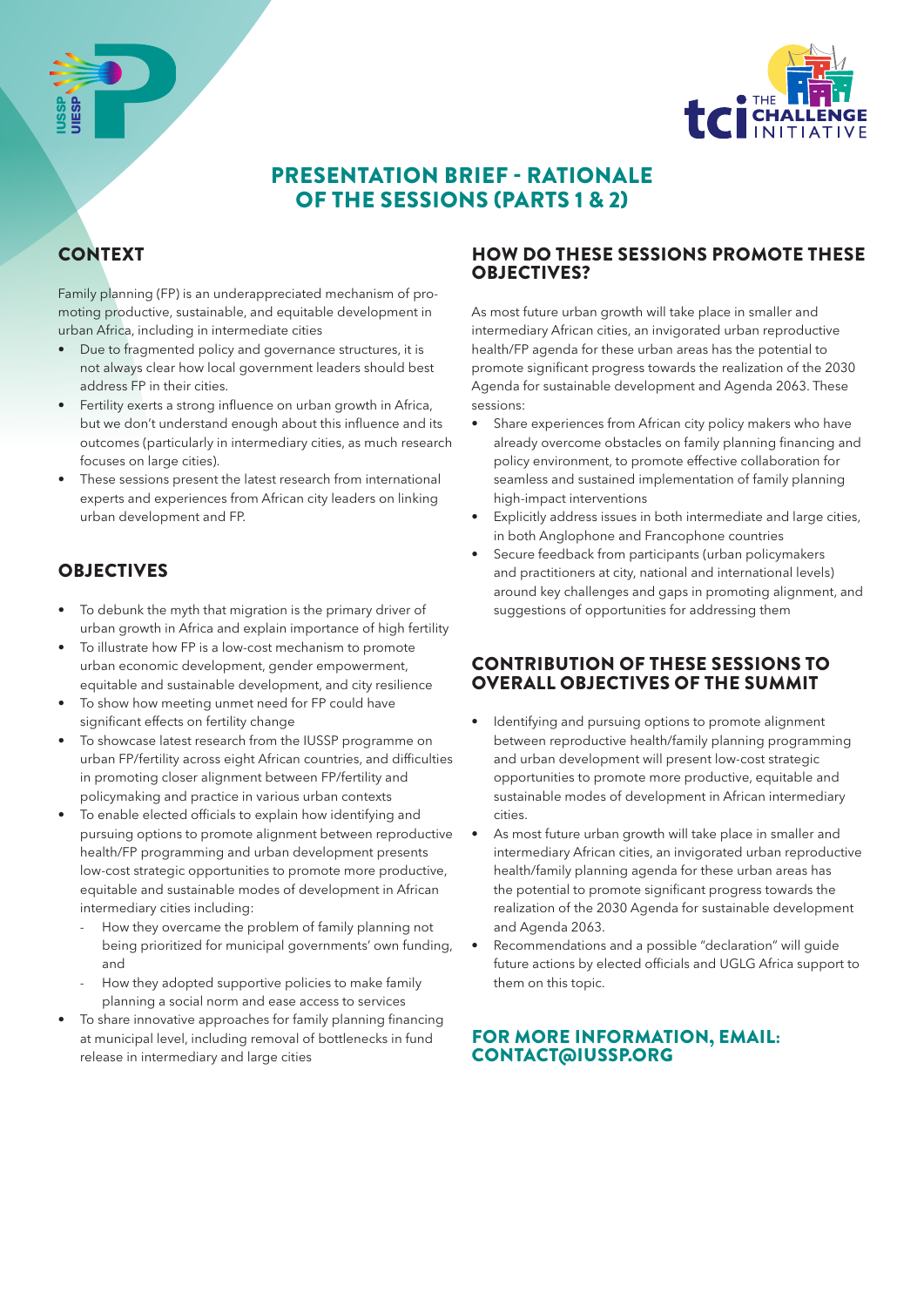# PRESENTATION BRIEF - RATIONALE OF THE SESSIONS (PARTS 1 & 2)

## CONTEXT

Family planning (FP) is an underappreciated mechanism of promoting productive, sustainable, and equitable development in urban Africa, including in intermediate cities

- Due to fragmented policy and governance structures, it is not always clear how local government leaders should best address FP in their cities.
- Fertility exerts a strong influence on urban growth in Africa, but we don't understand enough about this influence and its outcomes (particularly in intermediary cities, as much research focuses on large cities).
- These sessions present the latest research from international experts and experiences from African city leaders on linking urban development and FP.

## OBJECTIVES

- To debunk the myth that migration is the primary driver of urban growth in Africa and explain importance of high fertility
- To illustrate how FP is a low-cost mechanism to promote urban economic development, gender empowerment, equitable and sustainable development, and city resilience
- To show how meeting unmet need for FP could have significant effects on fertility change
- To showcase latest research from the IUSSP programme on urban FP/fertility across eight African countries, and difficulties in promoting closer alignment between FP/fertility and policymaking and practice in various urban contexts
- To enable elected officials to explain how identifying and pursuing options to promote alignment between reproductive health/FP programming and urban development presents low-cost strategic opportunities to promote more productive, equitable and sustainable modes of development in African intermediary cities including:
  - How they overcame the problem of family planning not being prioritized for municipal governments' own funding, and
  - How they adopted supportive policies to make family planning a social norm and ease access to services
- To share innovative approaches for family planning financing at municipal level, including removal of bottlenecks in fund release in intermediary and large cities

## HOW DO THESE SESSIONS PROMOTE THESE OBJECTIVES?

As most future urban growth will take place in smaller and intermediary African cities, an invigorated urban reproductive health/FP agenda for these urban areas has the potential to promote significant progress towards the realization of the 2030 Agenda for sustainable development and Agenda 2063. These sessions:

- Share experiences from African city policy makers who have already overcome obstacles on family planning financing and policy environment, to promote effective collaboration for seamless and sustained implementation of family planning high-impact interventions
- Explicitly address issues in both intermediate and large cities, in both Anglophone and Francophone countries
- Secure feedback from participants (urban policymakers and practitioners at city, national and international levels) around key challenges and gaps in promoting alignment, and suggestions of opportunities for addressing them

## CONTRIBUTION OF THESE SESSIONS TO OVERALL OBJECTIVES OF THE SUMMIT

- Identifying and pursuing options to promote alignment between reproductive health/family planning programming and urban development will present low-cost strategic opportunities to promote more productive, equitable and sustainable modes of development in African intermediary cities.
- As most future urban growth will take place in smaller and intermediary African cities, an invigorated urban reproductive health/family planning agenda for these urban areas has the potential to promote significant progress towards the realization of the 2030 Agenda for sustainable development and Agenda 2063.
- Recommendations and a possible "declaration" will guide future actions by elected officials and UGLG Africa support to them on this topic.

## FOR MORE INFORMATION, EMAIL: CONTACT@IUSSP.ORG